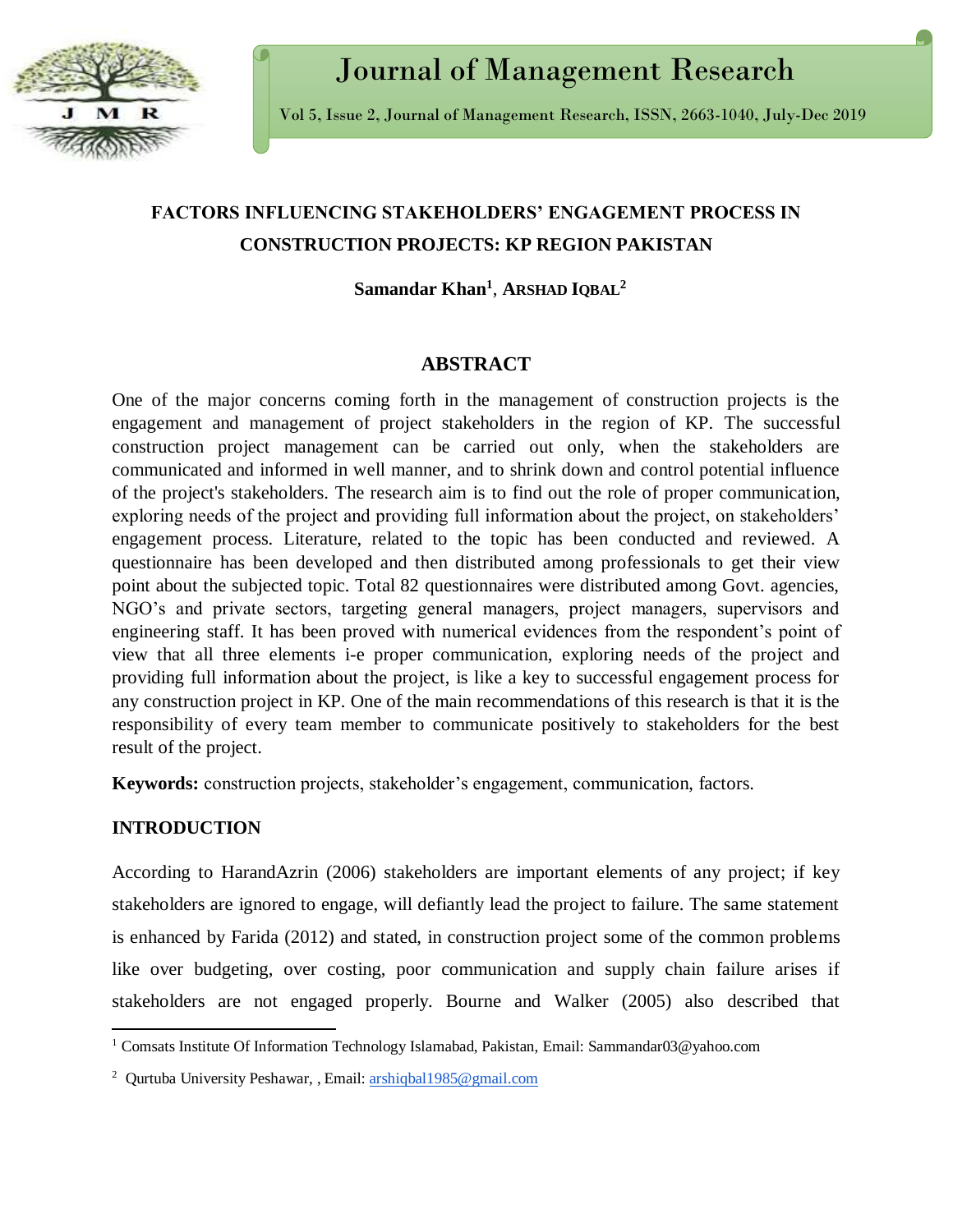# FACTORS INFLUENCING STAKEHOLDERS' ENGAGEMENT PROCESS IN CONSTRUCTION PROJECTS: KP REGION PAKISTAN

**Samandar Khan**[1], **ARSHAD IQBAL**[2]

## ABSTRACT

One of the major concerns coming forth in the management of construction projects is the engagement and management of project stakeholders in the region of KP. The successful construction project management can be carried out only, when the stakeholders are communicated and informed in well manner, and to shrink down and control potential influence of the project's stakeholders. The research aim is to find out the role of proper communication, exploring needs of the project and providing full information about the project, on stakeholders' engagement process. Literature, related to the topic has been conducted and reviewed. A questionnaire has been developed and then distributed among professionals to get their view point about the subjected topic. Total 82 questionnaires were distributed among Govt. agencies, NGO's and private sectors, targeting general managers, project managers, supervisors and engineering staff. It has been proved with numerical evidences from the respondent's point of view that all three elements i-e proper communication, exploring needs of the project and providing full information about the project, is like a key to successful engagement process for any construction project in KP. One of the main recommendations of this research is that it is the responsibility of every team member to communicate positively to stakeholders for the best result of the project.

**Keywords:** construction projects, stakeholder's engagement, communication, factors.

## INTRODUCTION

According to HarandAzrin (2006) stakeholders are important elements of any project; if key stakeholders are ignored to engage, will defiantly lead the project to failure. The same statement is enhanced by Farida (2012) and stated, in construction project some of the common problems like over budgeting, over costing, poor communication and supply chain failure arises if stakeholders are not engaged properly. Bourne and Walker (2005) also described that

[1] Comsats Institute Of Information Technology Islamabad, Pakistan, Email: Sammandar03@yahoo.com

[2] Qurtuba University Peshawar, , Email: arshiqbal1985@gmail.com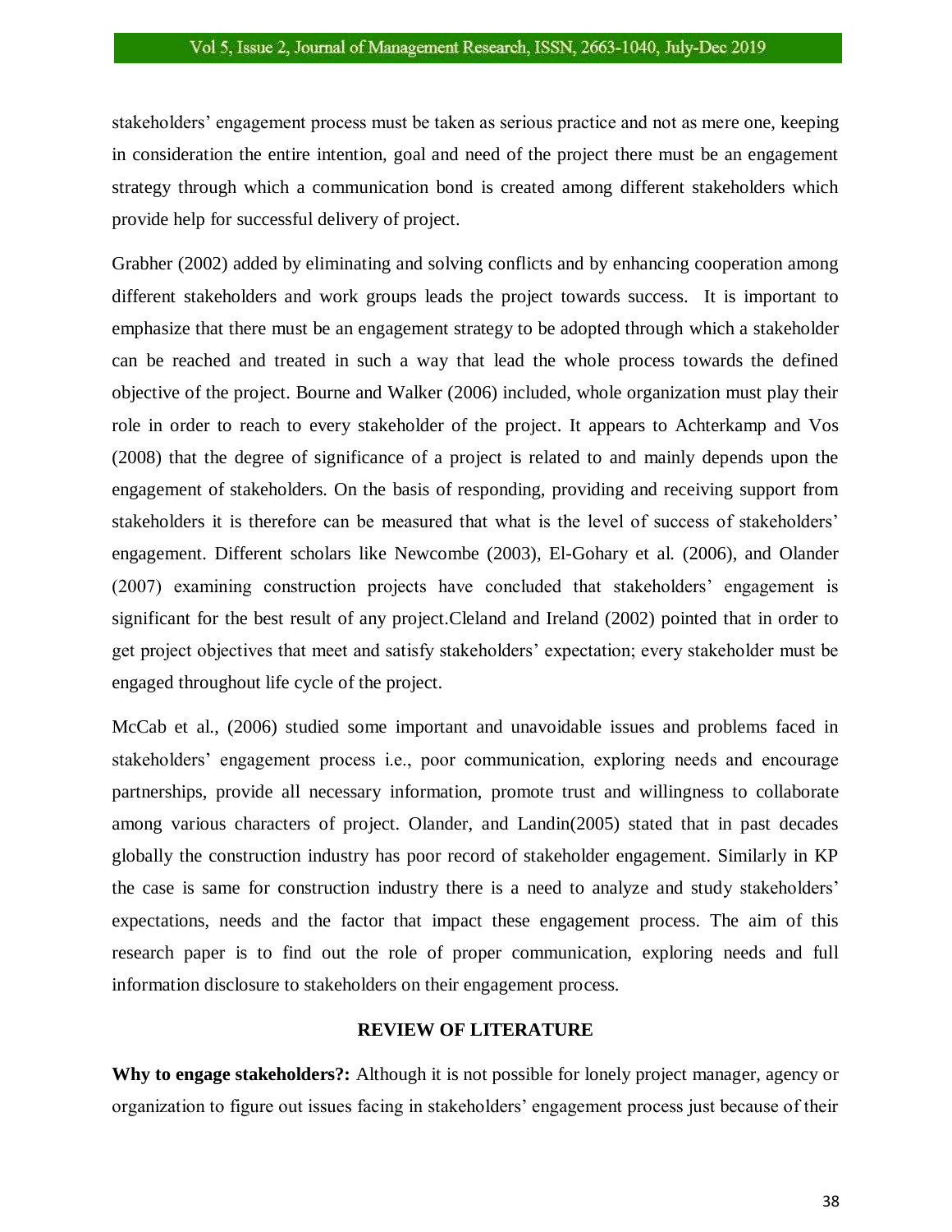stakeholders' engagement process must be taken as serious practice and not as mere one, keeping in consideration the entire intention, goal and need of the project there must be an engagement strategy through which a communication bond is created among different stakeholders which provide help for successful delivery of project.

Grabher (2002) added by eliminating and solving conflicts and by enhancing cooperation among different stakeholders and work groups leads the project towards success. It is important to emphasize that there must be an engagement strategy to be adopted through which a stakeholder can be reached and treated in such a way that lead the whole process towards the defined objective of the project. Bourne and Walker (2006) included, whole organization must play their role in order to reach to every stakeholder of the project. It appears to Achterkamp and Vos (2008) that the degree of significance of a project is related to and mainly depends upon the engagement of stakeholders. On the basis of responding, providing and receiving support from stakeholders it is therefore can be measured that what is the level of success of stakeholders' engagement. Different scholars like Newcombe (2003), El-Gohary et al. (2006), and Olander (2007) examining construction projects have concluded that stakeholders' engagement is significant for the best result of any project.Cleland and Ireland (2002) pointed that in order to get project objectives that meet and satisfy stakeholders' expectation; every stakeholder must be engaged throughout life cycle of the project.

McCab et al., (2006) studied some important and unavoidable issues and problems faced in stakeholders' engagement process i.e., poor communication, exploring needs and encourage partnerships, provide all necessary information, promote trust and willingness to collaborate among various characters of project. Olander, and Landin(2005) stated that in past decades globally the construction industry has poor record of stakeholder engagement. Similarly in KP the case is same for construction industry there is a need to analyze and study stakeholders' expectations, needs and the factor that impact these engagement process. The aim of this research paper is to find out the role of proper communication, exploring needs and full information disclosure to stakeholders on their engagement process.

## REVIEW OF LITERATURE

**Why to engage stakeholders?:** Although it is not possible for lonely project manager, agency or organization to figure out issues facing in stakeholders' engagement process just because of their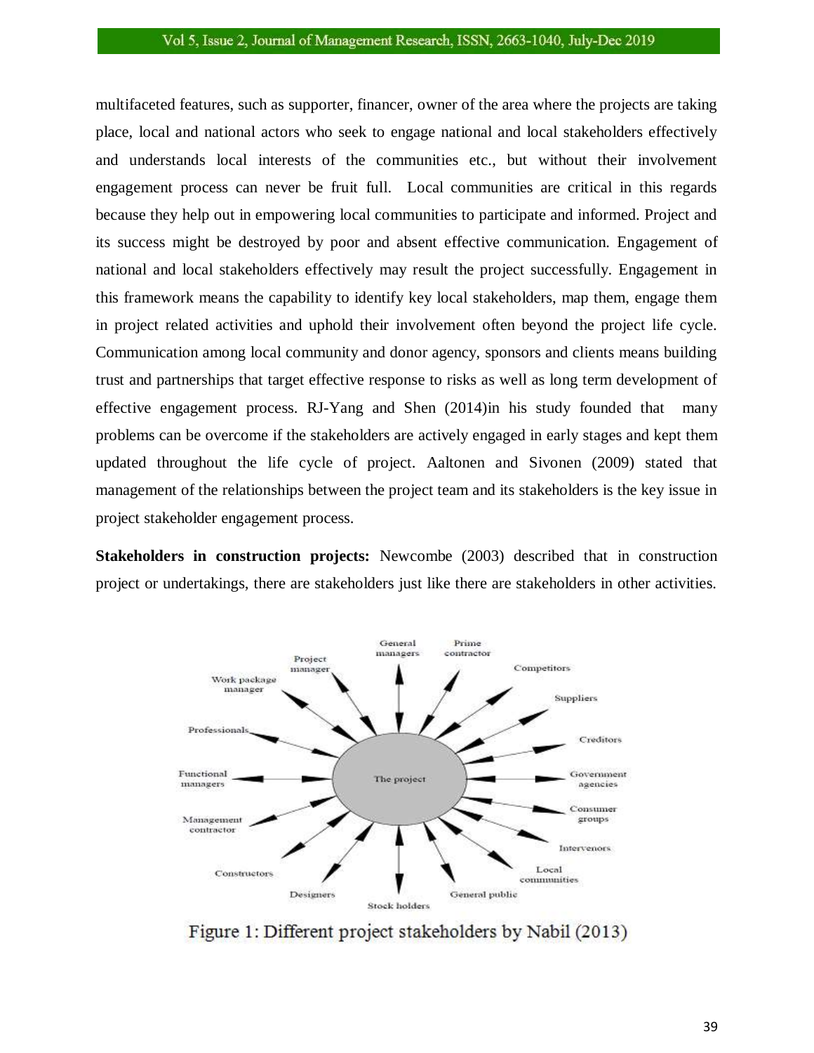multifaceted features, such as supporter, financer, owner of the area where the projects are taking place, local and national actors who seek to engage national and local stakeholders effectively and understands local interests of the communities etc., but without their involvement engagement process can never be fruit full. Local communities are critical in this regards because they help out in empowering local communities to participate and informed. Project and its success might be destroyed by poor and absent effective communication. Engagement of national and local stakeholders effectively may result the project successfully. Engagement in this framework means the capability to identify key local stakeholders, map them, engage them in project related activities and uphold their involvement often beyond the project life cycle. Communication among local community and donor agency, sponsors and clients means building trust and partnerships that target effective response to risks as well as long term development of effective engagement process. RJ-Yang and Shen (2014)in his study founded that many problems can be overcome if the stakeholders are actively engaged in early stages and kept them updated throughout the life cycle of project. Aaltonen and Sivonen (2009) stated that management of the relationships between the project team and its stakeholders is the key issue in project stakeholder engagement process.

**Stakeholders in construction projects:** Newcombe (2003) described that in construction project or undertakings, there are stakeholders just like there are stakeholders in other activities.

Figure 1: Different project stakeholders by Nabil (2013)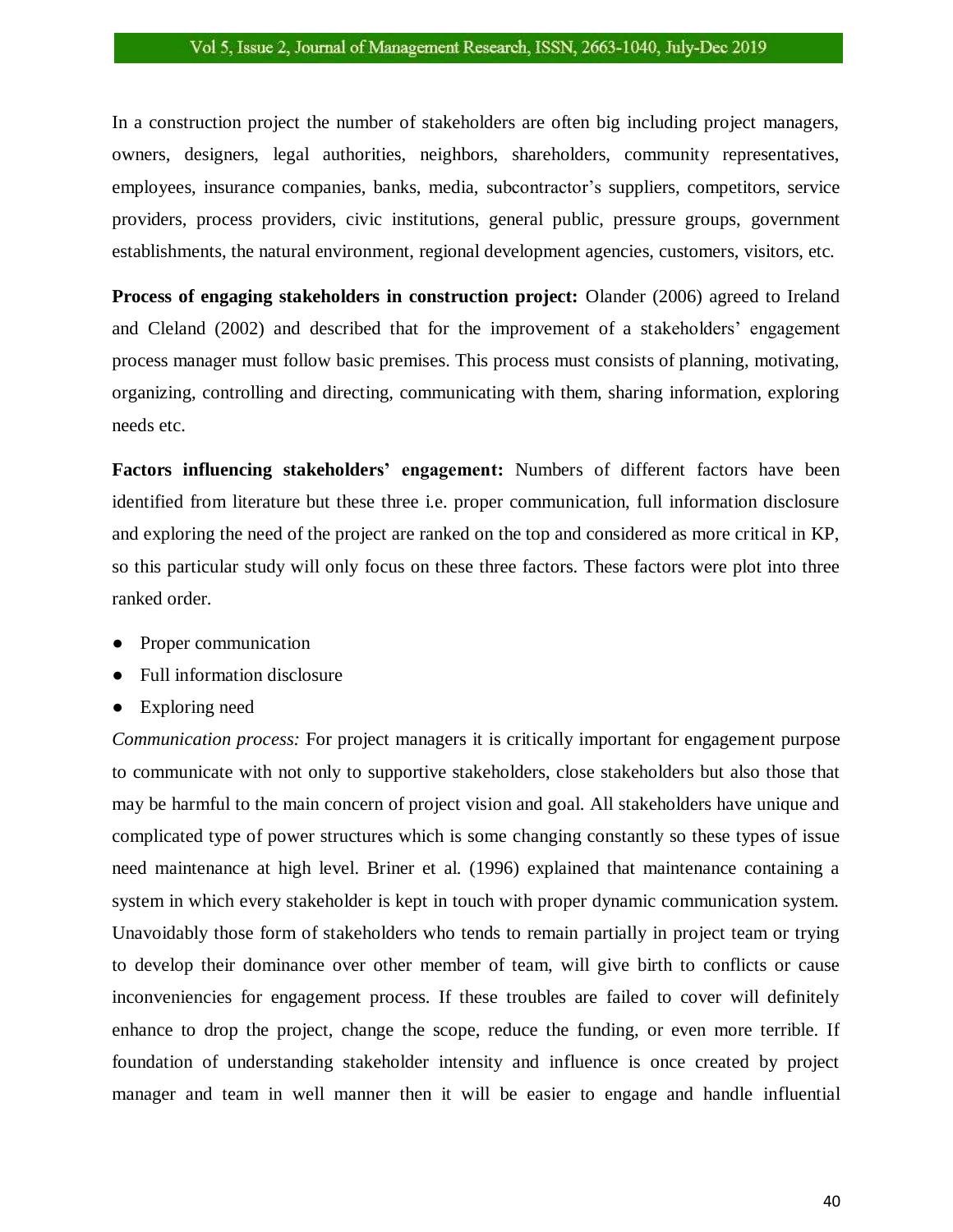In a construction project the number of stakeholders are often big including project managers, owners, designers, legal authorities, neighbors, shareholders, community representatives, employees, insurance companies, banks, media, subcontractor's suppliers, competitors, service providers, process providers, civic institutions, general public, pressure groups, government establishments, the natural environment, regional development agencies, customers, visitors, etc.

**Process of engaging stakeholders in construction project:** Olander (2006) agreed to Ireland and Cleland (2002) and described that for the improvement of a stakeholders' engagement process manager must follow basic premises. This process must consists of planning, motivating, organizing, controlling and directing, communicating with them, sharing information, exploring needs etc.

**Factors influencing stakeholders' engagement:** Numbers of different factors have been identified from literature but these three i.e. proper communication, full information disclosure and exploring the need of the project are ranked on the top and considered as more critical in KP, so this particular study will only focus on these three factors. These factors were plot into three ranked order.

- Proper communication
- Full information disclosure
- Exploring need

*Communication process:* For project managers it is critically important for engagement purpose to communicate with not only to supportive stakeholders, close stakeholders but also those that may be harmful to the main concern of project vision and goal. All stakeholders have unique and complicated type of power structures which is some changing constantly so these types of issue need maintenance at high level. Briner et al. (1996) explained that maintenance containing a system in which every stakeholder is kept in touch with proper dynamic communication system. Unavoidably those form of stakeholders who tends to remain partially in project team or trying to develop their dominance over other member of team, will give birth to conflicts or cause inconveniencies for engagement process. If these troubles are failed to cover will definitely enhance to drop the project, change the scope, reduce the funding, or even more terrible. If foundation of understanding stakeholder intensity and influence is once created by project manager and team in well manner then it will be easier to engage and handle influential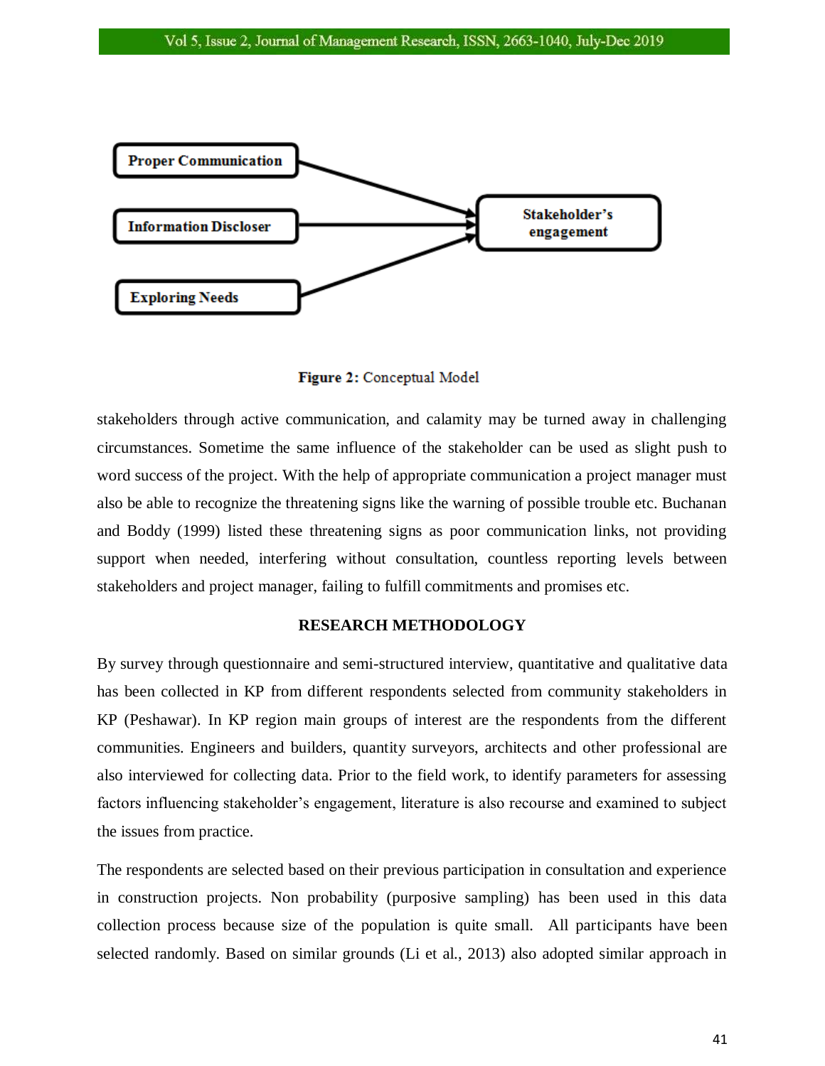Proper Communication

Information Discloser

Exploring Needs

Stakeholder's engagement

**Figure 2:** Conceptual Model

stakeholders through active communication, and calamity may be turned away in challenging circumstances. Sometime the same influence of the stakeholder can be used as slight push to word success of the project. With the help of appropriate communication a project manager must also be able to recognize the threatening signs like the warning of possible trouble etc. Buchanan and Boddy (1999) listed these threatening signs as poor communication links, not providing support when needed, interfering without consultation, countless reporting levels between stakeholders and project manager, failing to fulfill commitments and promises etc.

## RESEARCH METHODOLOGY

By survey through questionnaire and semi-structured interview, quantitative and qualitative data has been collected in KP from different respondents selected from community stakeholders in KP (Peshawar). In KP region main groups of interest are the respondents from the different communities. Engineers and builders, quantity surveyors, architects and other professional are also interviewed for collecting data. Prior to the field work, to identify parameters for assessing factors influencing stakeholder's engagement, literature is also recourse and examined to subject the issues from practice.

The respondents are selected based on their previous participation in consultation and experience in construction projects. Non probability (purposive sampling) has been used in this data collection process because size of the population is quite small. All participants have been selected randomly. Based on similar grounds (Li et al., 2013) also adopted similar approach in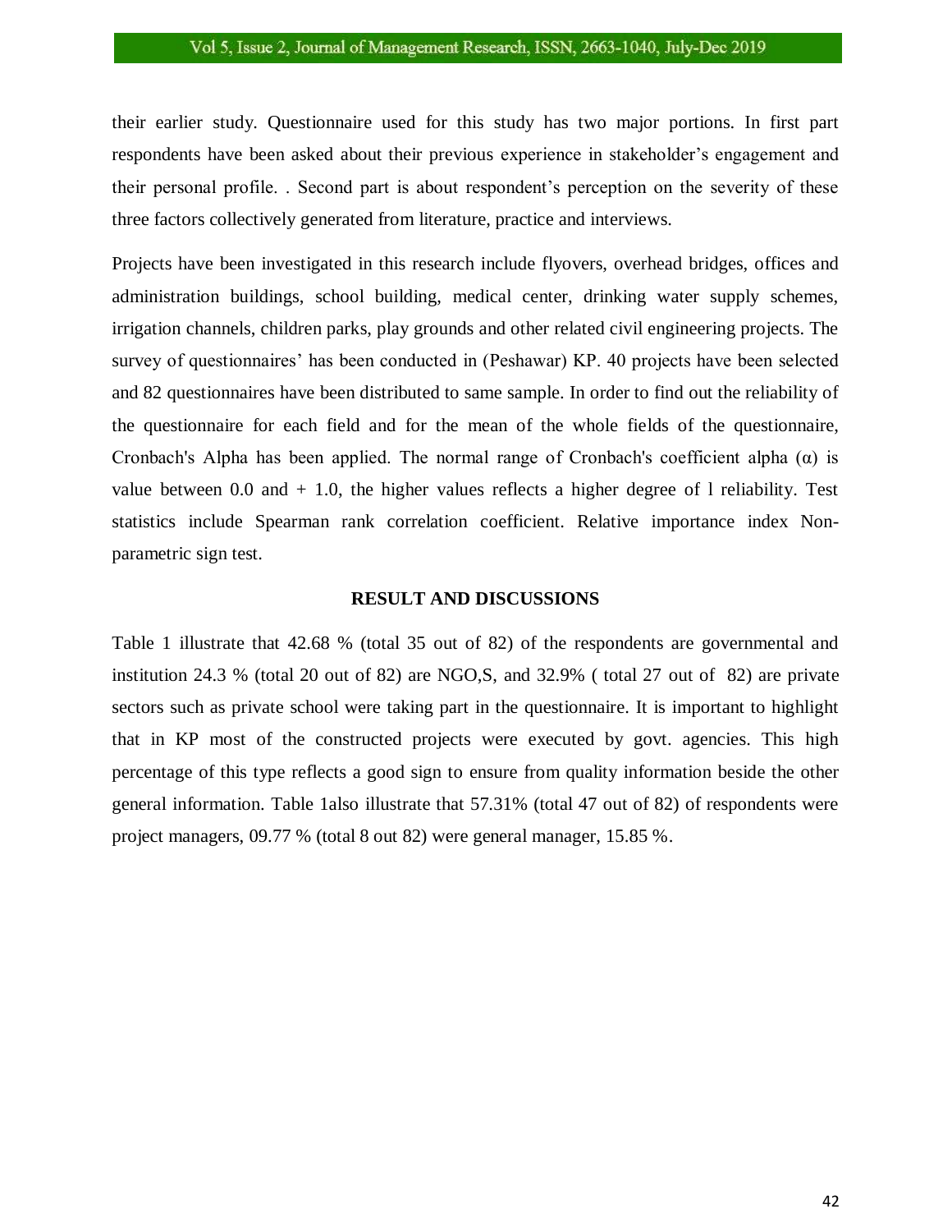their earlier study. Questionnaire used for this study has two major portions. In first part respondents have been asked about their previous experience in stakeholder's engagement and their personal profile. . Second part is about respondent's perception on the severity of these three factors collectively generated from literature, practice and interviews.

Projects have been investigated in this research include flyovers, overhead bridges, offices and administration buildings, school building, medical center, drinking water supply schemes, irrigation channels, children parks, play grounds and other related civil engineering projects. The survey of questionnaires' has been conducted in (Peshawar) KP. 40 projects have been selected and 82 questionnaires have been distributed to same sample. In order to find out the reliability of the questionnaire for each field and for the mean of the whole fields of the questionnaire, Cronbach's Alpha has been applied. The normal range of Cronbach's coefficient alpha (α) is value between 0.0 and + 1.0, the higher values reflects a higher degree of l reliability. Test statistics include Spearman rank correlation coefficient. Relative importance index Non-parametric sign test.

## RESULT AND DISCUSSIONS

Table 1 illustrate that 42.68 % (total 35 out of 82) of the respondents are governmental and institution 24.3 % (total 20 out of 82) are NGO,S, and 32.9% ( total 27 out of 82) are private sectors such as private school were taking part in the questionnaire. It is important to highlight that in KP most of the constructed projects were executed by govt. agencies. This high percentage of this type reflects a good sign to ensure from quality information beside the other general information. Table 1also illustrate that 57.31% (total 47 out of 82) of respondents were project managers, 09.77 % (total 8 out 82) were general manager, 15.85 %.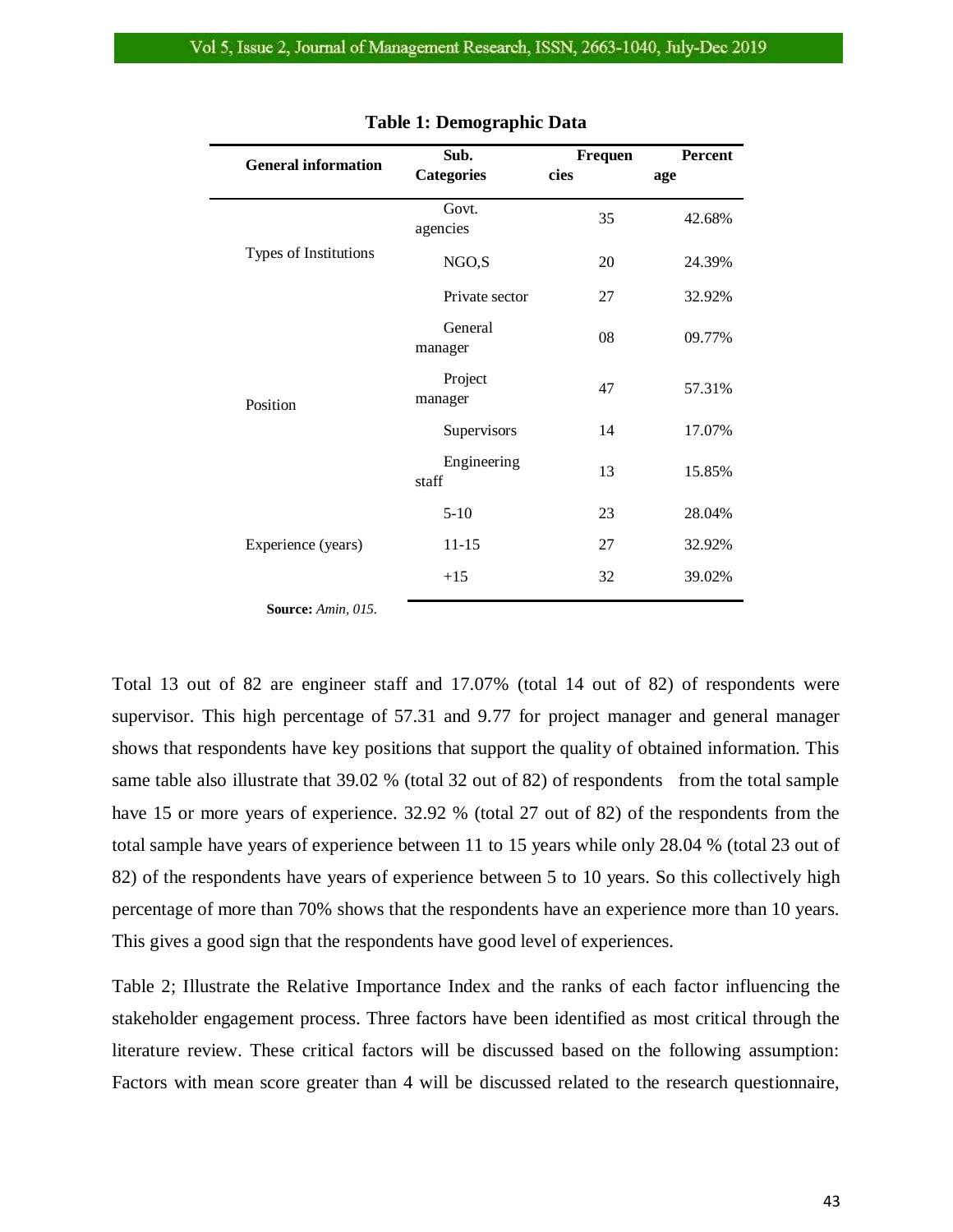**Table 1: Demographic Data**

| General information | Sub. Categories | Frequencies | Percentage |
|---|---|---|---|
| Types of Institutions | Govt. agencies | 35 | 42.68% |
| | NGO,S | 20 | 24.39% |
| | Private sector | 27 | 32.92% |
| Position | General manager | 08 | 09.77% |
| | Project manager | 47 | 57.31% |
| | Supervisors | 14 | 17.07% |
| | Engineering staff | 13 | 15.85% |
| Experience (years) | 5-10 | 23 | 28.04% |
| | 11-15 | 27 | 32.92% |
| | +15 | 32 | 39.02% |

**Source:** *Amin, 015.*

Total 13 out of 82 are engineer staff and 17.07% (total 14 out of 82) of respondents were supervisor. This high percentage of 57.31 and 9.77 for project manager and general manager shows that respondents have key positions that support the quality of obtained information. This same table also illustrate that 39.02 % (total 32 out of 82) of respondents from the total sample have 15 or more years of experience. 32.92 % (total 27 out of 82) of the respondents from the total sample have years of experience between 11 to 15 years while only 28.04 % (total 23 out of 82) of the respondents have years of experience between 5 to 10 years. So this collectively high percentage of more than 70% shows that the respondents have an experience more than 10 years. This gives a good sign that the respondents have good level of experiences.

Table 2; Illustrate the Relative Importance Index and the ranks of each factor influencing the stakeholder engagement process. Three factors have been identified as most critical through the literature review. These critical factors will be discussed based on the following assumption: Factors with mean score greater than 4 will be discussed related to the research questionnaire,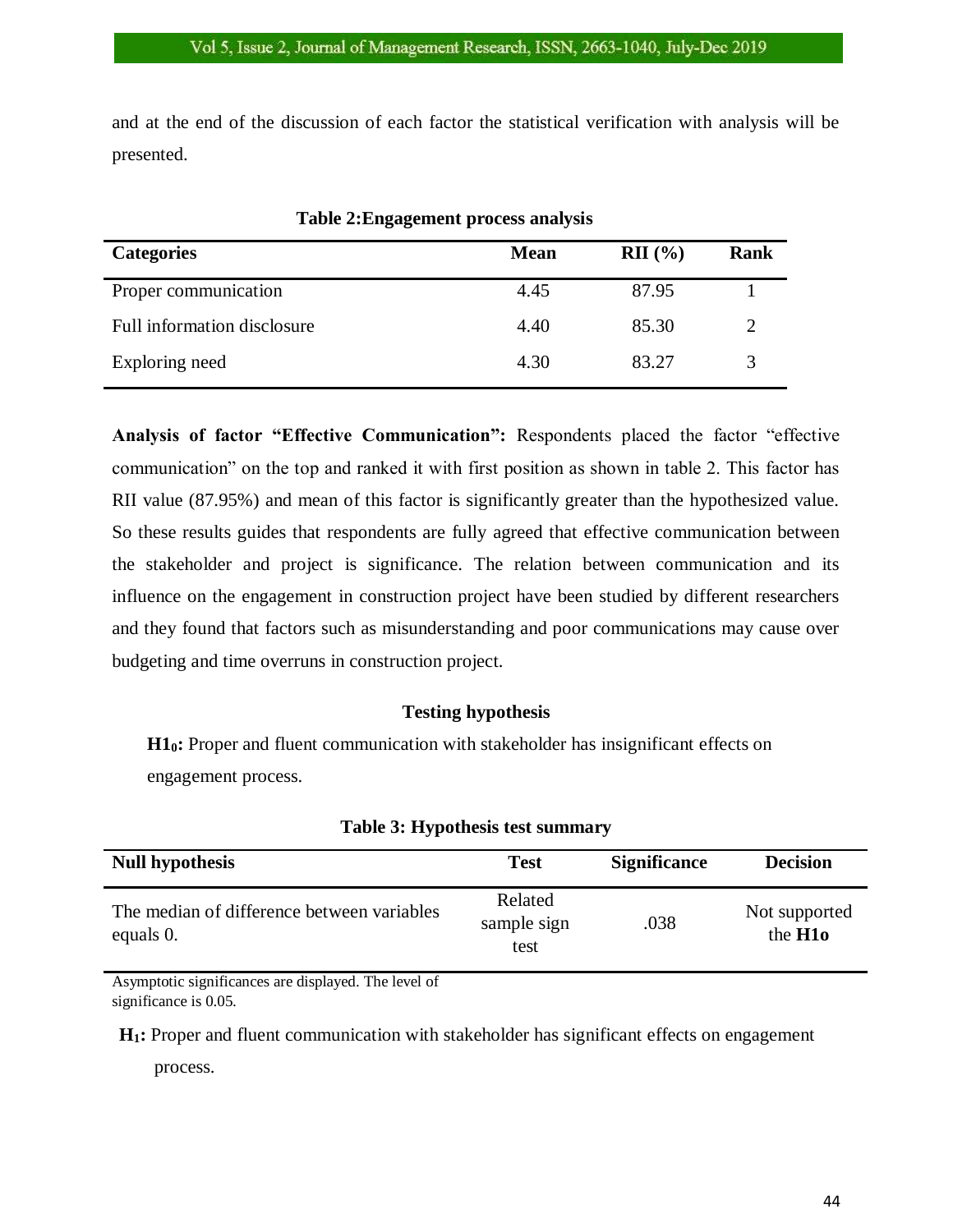and at the end of the discussion of each factor the statistical verification with analysis will be presented.

**Table 2:Engagement process analysis**

| Categories | Mean | RII (%) | Rank |
|---|---|---|---|
| Proper communication | 4.45 | 87.95 | 1 |
| Full information disclosure | 4.40 | 85.30 | 2 |
| Exploring need | 4.30 | 83.27 | 3 |

**Analysis of factor "Effective Communication":** Respondents placed the factor "effective communication" on the top and ranked it with first position as shown in table 2. This factor has RII value (87.95%) and mean of this factor is significantly greater than the hypothesized value. So these results guides that respondents are fully agreed that effective communication between the stakeholder and project is significance. The relation between communication and its influence on the engagement in construction project have been studied by different researchers and they found that factors such as misunderstanding and poor communications may cause over budgeting and time overruns in construction project.

**Testing hypothesis**

**$H1_0$:** Proper and fluent communication with stakeholder has insignificant effects on engagement process.

**Table 3: Hypothesis test summary**

| Null hypothesis | Test | Significance | Decision |
|---|---|---|---|
| The median of difference between variables equals 0. | Related sample sign test | .038 | Not supported the **H1o** |

Asymptotic significances are displayed. The level of significance is 0.05.

**$H_1$:** Proper and fluent communication with stakeholder has significant effects on engagement process.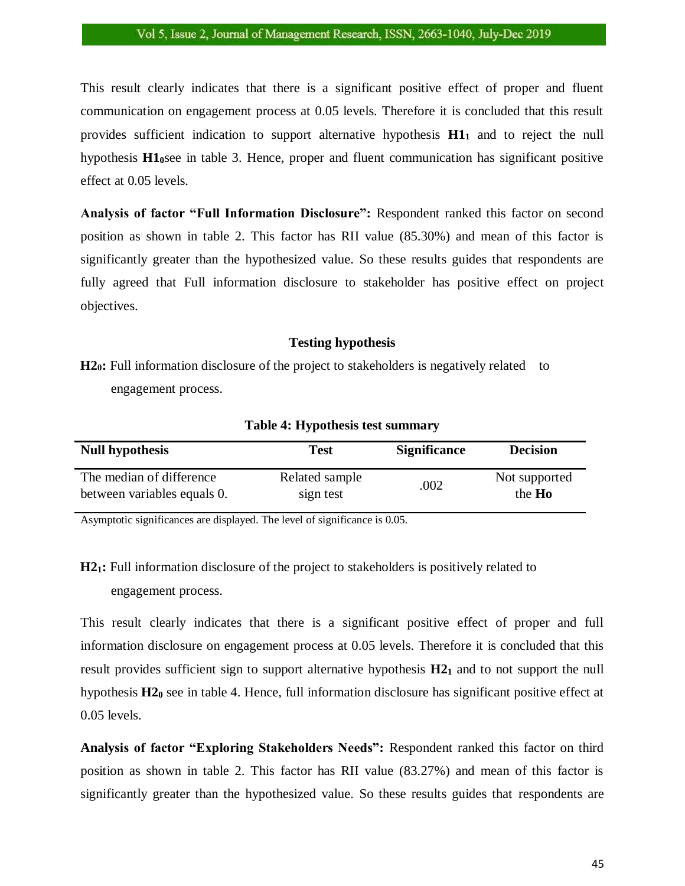This result clearly indicates that there is a significant positive effect of proper and fluent communication on engagement process at 0.05 levels. Therefore it is concluded that this result provides sufficient indication to support alternative hypothesis **$H1_1$** and to reject the null hypothesis **$H1_0$**see in table 3. Hence, proper and fluent communication has significant positive effect at 0.05 levels.

**Analysis of factor "Full Information Disclosure":** Respondent ranked this factor on second position as shown in table 2. This factor has RII value (85.30%) and mean of this factor is significantly greater than the hypothesized value. So these results guides that respondents are fully agreed that Full information disclosure to stakeholder has positive effect on project objectives.

### Testing hypothesis

**$H2_0$:** Full information disclosure of the project to stakeholders is negatively related to engagement process.

**Table 4: Hypothesis test summary**

| Null hypothesis | Test | Significance | Decision |
|---|---|---|---|
| The median of difference between variables equals 0. | Related sample sign test | .002 | Not supported the **Ho** |

Asymptotic significances are displayed. The level of significance is 0.05.

**$H2_1$:** Full information disclosure of the project to stakeholders is positively related to engagement process.

This result clearly indicates that there is a significant positive effect of proper and full information disclosure on engagement process at 0.05 levels. Therefore it is concluded that this result provides sufficient sign to support alternative hypothesis **$H2_1$** and to not support the null hypothesis **$H2_0$** see in table 4. Hence, full information disclosure has significant positive effect at 0.05 levels.

**Analysis of factor "Exploring Stakeholders Needs":** Respondent ranked this factor on third position as shown in table 2. This factor has RII value (83.27%) and mean of this factor is significantly greater than the hypothesized value. So these results guides that respondents are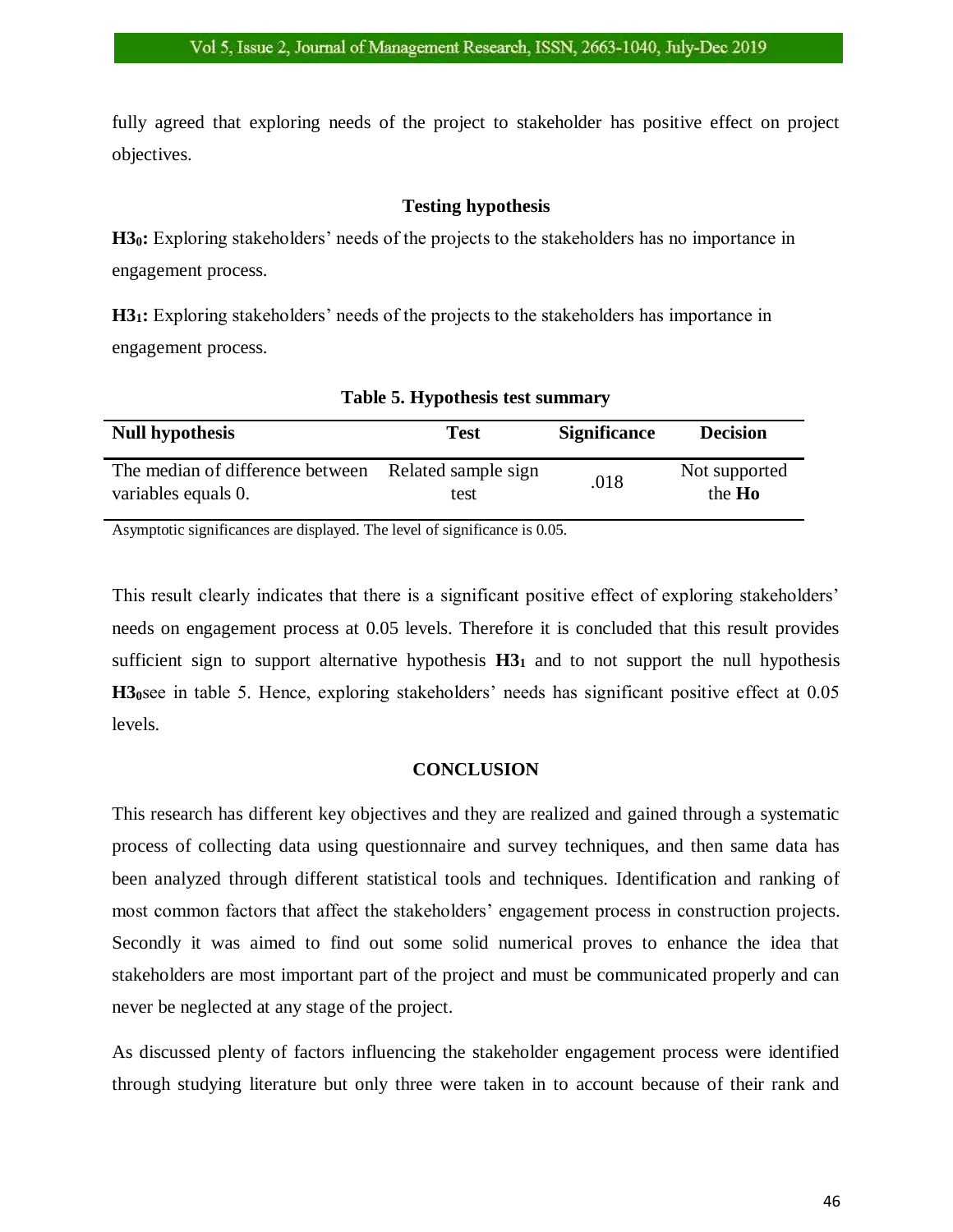fully agreed that exploring needs of the project to stakeholder has positive effect on project objectives.

### Testing hypothesis

**$H3_0$:** Exploring stakeholders' needs of the projects to the stakeholders has no importance in engagement process.

**$H3_1$:** Exploring stakeholders' needs of the projects to the stakeholders has importance in engagement process.

**Table 5. Hypothesis test summary**

| Null hypothesis | Test | Significance | Decision |
|---|---|---|---|
| The median of difference between variables equals 0. | Related sample sign test | .018 | Not supported the **Ho** |

Asymptotic significances are displayed. The level of significance is 0.05.

This result clearly indicates that there is a significant positive effect of exploring stakeholders' needs on engagement process at 0.05 levels. Therefore it is concluded that this result provides sufficient sign to support alternative hypothesis **$H3_1$** and to not support the null hypothesis **$H3_0$**see in table 5. Hence, exploring stakeholders' needs has significant positive effect at 0.05 levels.

## CONCLUSION

This research has different key objectives and they are realized and gained through a systematic process of collecting data using questionnaire and survey techniques, and then same data has been analyzed through different statistical tools and techniques. Identification and ranking of most common factors that affect the stakeholders' engagement process in construction projects. Secondly it was aimed to find out some solid numerical proves to enhance the idea that stakeholders are most important part of the project and must be communicated properly and can never be neglected at any stage of the project.

As discussed plenty of factors influencing the stakeholder engagement process were identified through studying literature but only three were taken in to account because of their rank and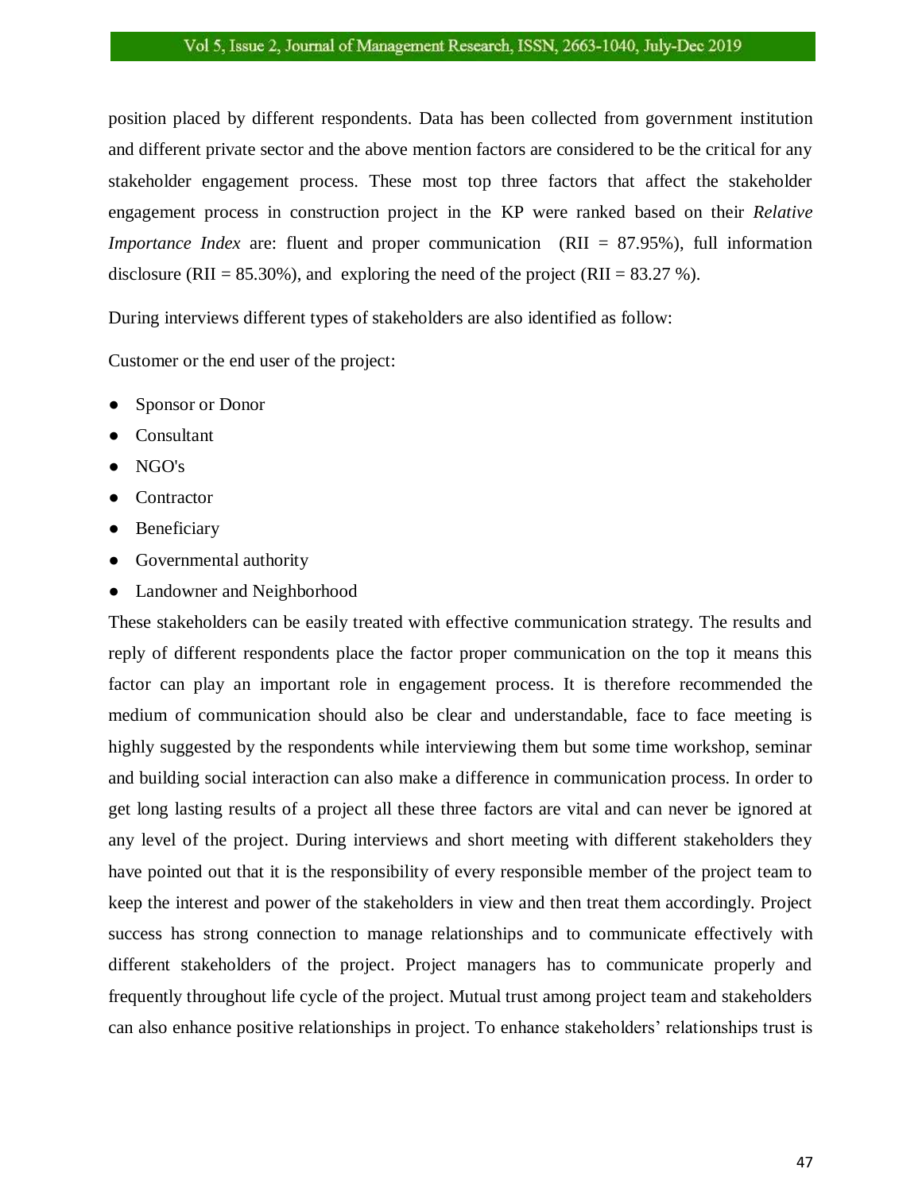position placed by different respondents. Data has been collected from government institution and different private sector and the above mention factors are considered to be the critical for any stakeholder engagement process. These most top three factors that affect the stakeholder engagement process in construction project in the KP were ranked based on their *Relative Importance Index* are: fluent and proper communication (RII = 87.95%), full information disclosure (RII = 85.30%), and exploring the need of the project (RII = 83.27 %).

During interviews different types of stakeholders are also identified as follow:

Customer or the end user of the project:

- Sponsor or Donor
- Consultant
- NGO's
- Contractor
- Beneficiary
- Governmental authority
- Landowner and Neighborhood

These stakeholders can be easily treated with effective communication strategy. The results and reply of different respondents place the factor proper communication on the top it means this factor can play an important role in engagement process. It is therefore recommended the medium of communication should also be clear and understandable, face to face meeting is highly suggested by the respondents while interviewing them but some time workshop, seminar and building social interaction can also make a difference in communication process. In order to get long lasting results of a project all these three factors are vital and can never be ignored at any level of the project. During interviews and short meeting with different stakeholders they have pointed out that it is the responsibility of every responsible member of the project team to keep the interest and power of the stakeholders in view and then treat them accordingly. Project success has strong connection to manage relationships and to communicate effectively with different stakeholders of the project. Project managers has to communicate properly and frequently throughout life cycle of the project. Mutual trust among project team and stakeholders can also enhance positive relationships in project. To enhance stakeholders' relationships trust is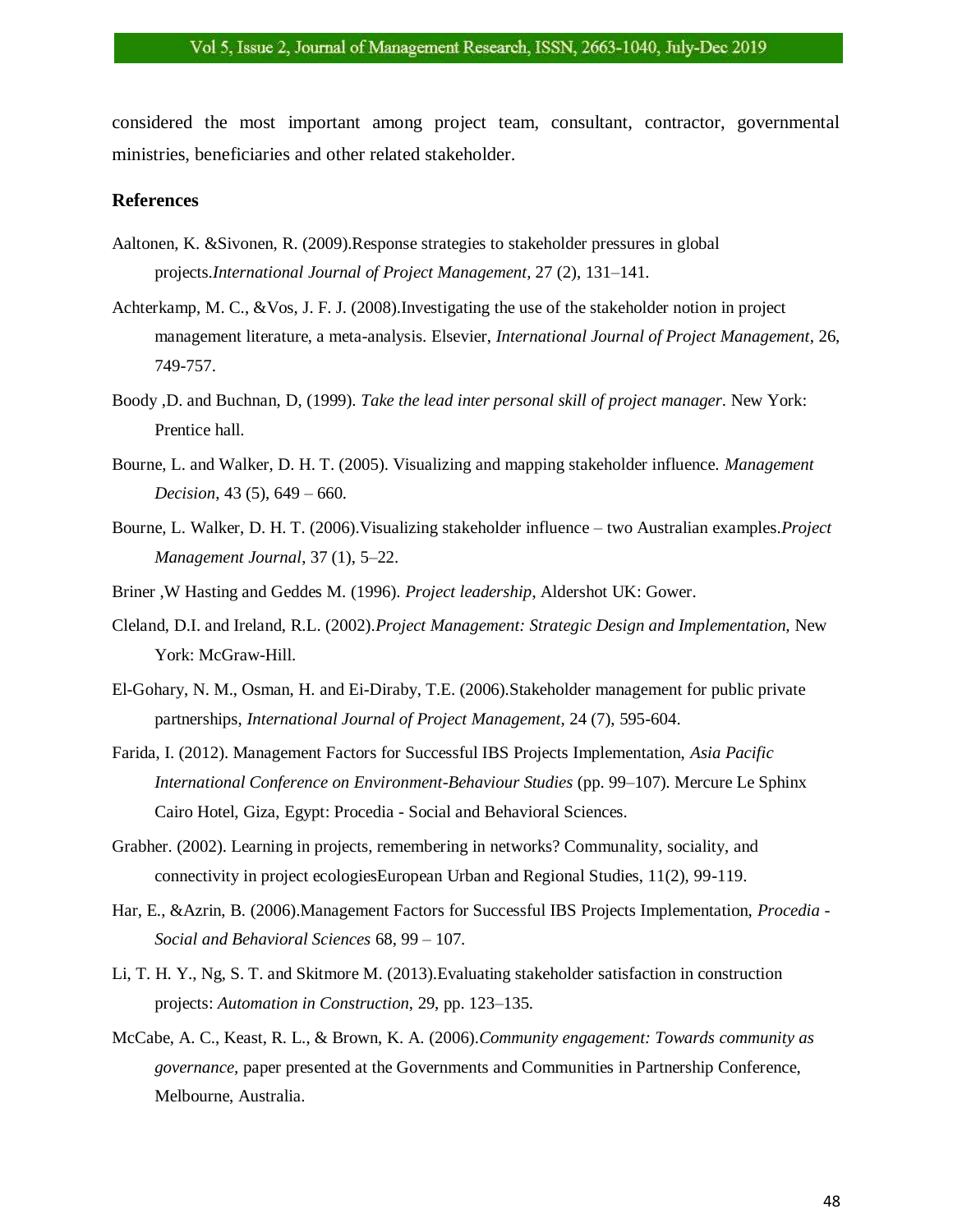considered the most important among project team, consultant, contractor, governmental ministries, beneficiaries and other related stakeholder.

## References

Aaltonen, K. &Sivonen, R. (2009).Response strategies to stakeholder pressures in global projects.*International Journal of Project Management*, 27 (2), 131–141.

Achterkamp, M. C., &Vos, J. F. J. (2008).Investigating the use of the stakeholder notion in project management literature, a meta-analysis. Elsevier, *International Journal of Project Management*, 26, 749-757.

Boody ,D. and Buchnan, D, (1999). *Take the lead inter personal skill of project manager*. New York: Prentice hall.

Bourne, L. and Walker, D. H. T. (2005). Visualizing and mapping stakeholder influence. *Management Decision*, 43 (5), 649 – 660.

Bourne, L. Walker, D. H. T. (2006).Visualizing stakeholder influence – two Australian examples.*Project Management Journal*, 37 (1), 5–22.

Briner ,W Hasting and Geddes M. (1996). *Project leadership*, Aldershot UK: Gower.

Cleland, D.I. and Ireland, R.L. (2002).*Project Management: Strategic Design and Implementation,* New York: McGraw-Hill.

El-Gohary, N. M., Osman, H. and Ei-Diraby, T.E. (2006).Stakeholder management for public private partnerships, *International Journal of Project Management*, 24 (7), 595-604.

Farida, I. (2012). Management Factors for Successful IBS Projects Implementation, *Asia Pacific International Conference on Environment-Behaviour Studies* (pp. 99–107). Mercure Le Sphinx Cairo Hotel, Giza, Egypt: Procedia - Social and Behavioral Sciences.

Grabher. (2002). Learning in projects, remembering in networks? Communality, sociality, and connectivity in project ecologiesEuropean Urban and Regional Studies, 11(2), 99-119.

Har, E., &Azrin, B. (2006).Management Factors for Successful IBS Projects Implementation, *Procedia - Social and Behavioral Sciences* 68, 99 – 107.

Li, T. H. Y., Ng, S. T. and Skitmore M. (2013).Evaluating stakeholder satisfaction in construction projects: *Automation in Construction*, 29, pp. 123–135.

McCabe, A. C., Keast, R. L., & Brown, K. A. (2006).*Community engagement: Towards community as governance*, paper presented at the Governments and Communities in Partnership Conference, Melbourne, Australia.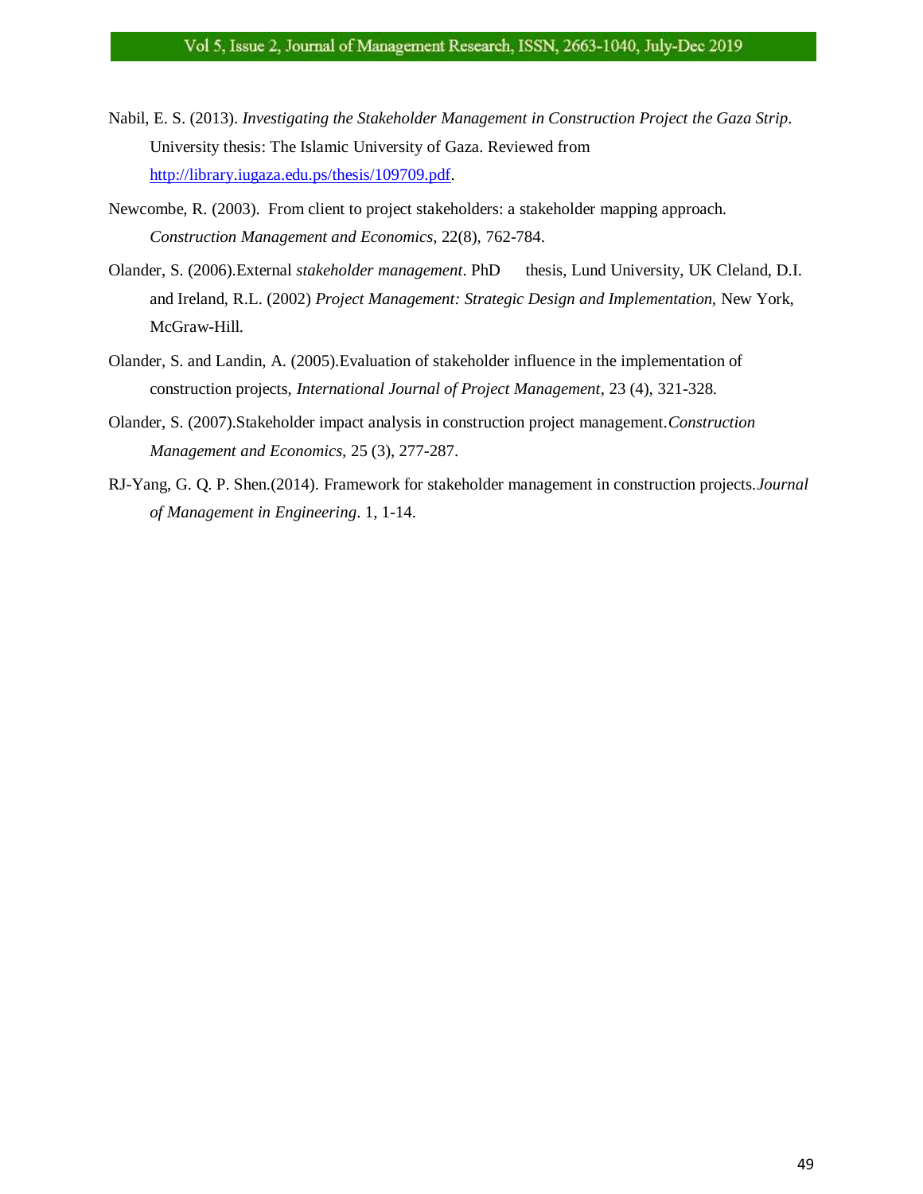Nabil, E. S. (2013). *Investigating the Stakeholder Management in Construction Project the Gaza Strip*. University thesis: The Islamic University of Gaza. Reviewed from http://library.iugaza.edu.ps/thesis/109709.pdf.

Newcombe, R. (2003). From client to project stakeholders: a stakeholder mapping approach. *Construction Management and Economics*, 22(8), 762-784.

Olander, S. (2006).External *stakeholder management*. PhD thesis, Lund University, UK Cleland, D.I. and Ireland, R.L. (2002) *Project Management: Strategic Design and Implementation*, New York, McGraw-Hill.

Olander, S. and Landin, A. (2005).Evaluation of stakeholder influence in the implementation of construction projects, *International Journal of Project Management*, 23 (4), 321-328.

Olander, S. (2007).Stakeholder impact analysis in construction project management.*Construction Management and Economics*, 25 (3), 277-287.

RJ-Yang, G. Q. P. Shen.(2014). Framework for stakeholder management in construction projects.*Journal of Management in Engineering*. 1, 1-14.